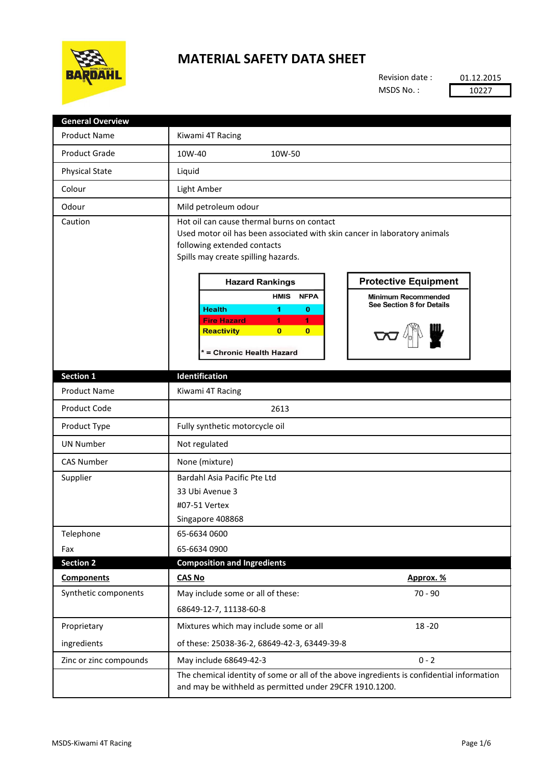# MATERIAL SAFETY DATA SHEET

Revision date : 01.12.2015

MSDS No. : 10227

| General Overview | |
|---|---|
| Product Name | Kiwami 4T Racing |
| Product Grade | 10W-40 10W-50 |
| Physical State | Liquid |
| Colour | Light Amber |
| Odour | Mild petroleum odour |
| Caution | Hot oil can cause thermal burns on contact<br>Used motor oil has been associated with skin cancer in laboratory animals following extended contacts<br>Spills may create spilling hazards. |

**Hazard Rankings**

| | HMIS | NFPA |
|---|---|---|
| Health | 1 | 0 |
| Fire Hazard | 1 | 1 |
| Reactivity | 0 | 0 |

* = Chronic Health Hazard

**Protective Equipment**

Minimum Recommended
See Section 8 for Details

| Section 1 | Identification |
|---|---|
| Product Name | Kiwami 4T Racing |
| Product Code | 2613 |
| Product Type | Fully synthetic motorcycle oil |
| UN Number | Not regulated |
| CAS Number | None (mixture) |
| Supplier | Bardahl Asia Pacific Pte Ltd<br>33 Ubi Avenue 3<br>#07-51 Vertex<br>Singapore 408868 |
| Telephone | 65-6634 0600 |
| Fax | 65-6634 0900 |

| Section 2 | Composition and Ingredients | |
|---|---|---|
| **Components** | **CAS No** | **Approx. %** |
| Synthetic components | May include some or all of these:<br>68649-12-7, 11138-60-8 | 70 - 90 |
| Proprietary ingredients | Mixtures which may include some or all of these: 25038-36-2, 68649-42-3, 63449-39-8 | 18 -20 |
| Zinc or zinc compounds | May include 68649-42-3 | 0 - 2 |
| | The chemical identity of some or all of the above ingredients is confidential information and may be withheld as permitted under 29CFR 1910.1200. | |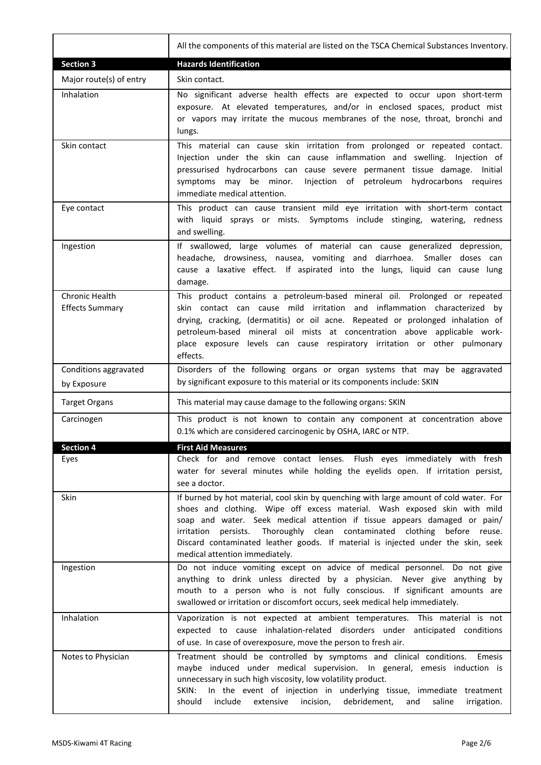| | |
|---|---|
| | All the components of this material are listed on the TSCA Chemical Substances Inventory. |
| **Section 3** | **Hazards Identification** |
| Major route(s) of entry | Skin contact. |
| Inhalation | No significant adverse health effects are expected to occur upon short-term exposure. At elevated temperatures, and/or in enclosed spaces, product mist or vapors may irritate the mucous membranes of the nose, throat, bronchi and lungs. |
| Skin contact | This material can cause skin irritation from prolonged or repeated contact. Injection under the skin can cause inflammation and swelling. Injection of pressurised hydrocarbons can cause severe permanent tissue damage. Initial symptoms may be minor. Injection of petroleum hydrocarbons requires immediate medical attention. |
| Eye contact | This product can cause transient mild eye irritation with short-term contact with liquid sprays or mists. Symptoms include stinging, watering, redness and swelling. |
| Ingestion | If swallowed, large volumes of material can cause generalized depression, headache, drowsiness, nausea, vomiting and diarrhoea. Smaller doses can cause a laxative effect. If aspirated into the lungs, liquid can cause lung damage. |
| Chronic Health Effects Summary | This product contains a petroleum-based mineral oil. Prolonged or repeated skin contact can cause mild irritation and inflammation characterized by drying, cracking, (dermatitis) or oil acne. Repeated or prolonged inhalation of petroleum-based mineral oil mists at concentration above applicable work-place exposure levels can cause respiratory irritation or other pulmonary effects. |
| Conditions aggravated by Exposure | Disorders of the following organs or organ systems that may be aggravated by significant exposure to this material or its components include: SKIN |
| Target Organs | This material may cause damage to the following organs: SKIN |
| Carcinogen | This product is not known to contain any component at concentration above 0.1% which are considered carcinogenic by OSHA, IARC or NTP. |
| **Section 4** | **First Aid Measures** |
| Eyes | Check for and remove contact lenses. Flush eyes immediately with fresh water for several minutes while holding the eyelids open. If irritation persist, see a doctor. |
| Skin | If burned by hot material, cool skin by quenching with large amount of cold water. For shoes and clothing. Wipe off excess material. Wash exposed skin with mild soap and water. Seek medical attention if tissue appears damaged or pain/ irritation persists. Thoroughly clean contaminated clothing before reuse. Discard contaminated leather goods. If material is injected under the skin, seek medical attention immediately. |
| Ingestion | Do not induce vomiting except on advice of medical personnel. Do not give anything to drink unless directed by a physician. Never give anything by mouth to a person who is not fully conscious. If significant amounts are swallowed or irritation or discomfort occurs, seek medical help immediately. |
| Inhalation | Vaporization is not expected at ambient temperatures. This material is not expected to cause inhalation-related disorders under anticipated conditions of use. In case of overexposure, move the person to fresh air. |
| Notes to Physician | Treatment should be controlled by symptoms and clinical conditions. Emesis maybe induced under medical supervision. In general, emesis induction is unnecessary in such high viscosity, low volatility product.<br>SKIN: In the event of injection in underlying tissue, immediate treatment should include extensive incision, debridement, and saline irrigation. |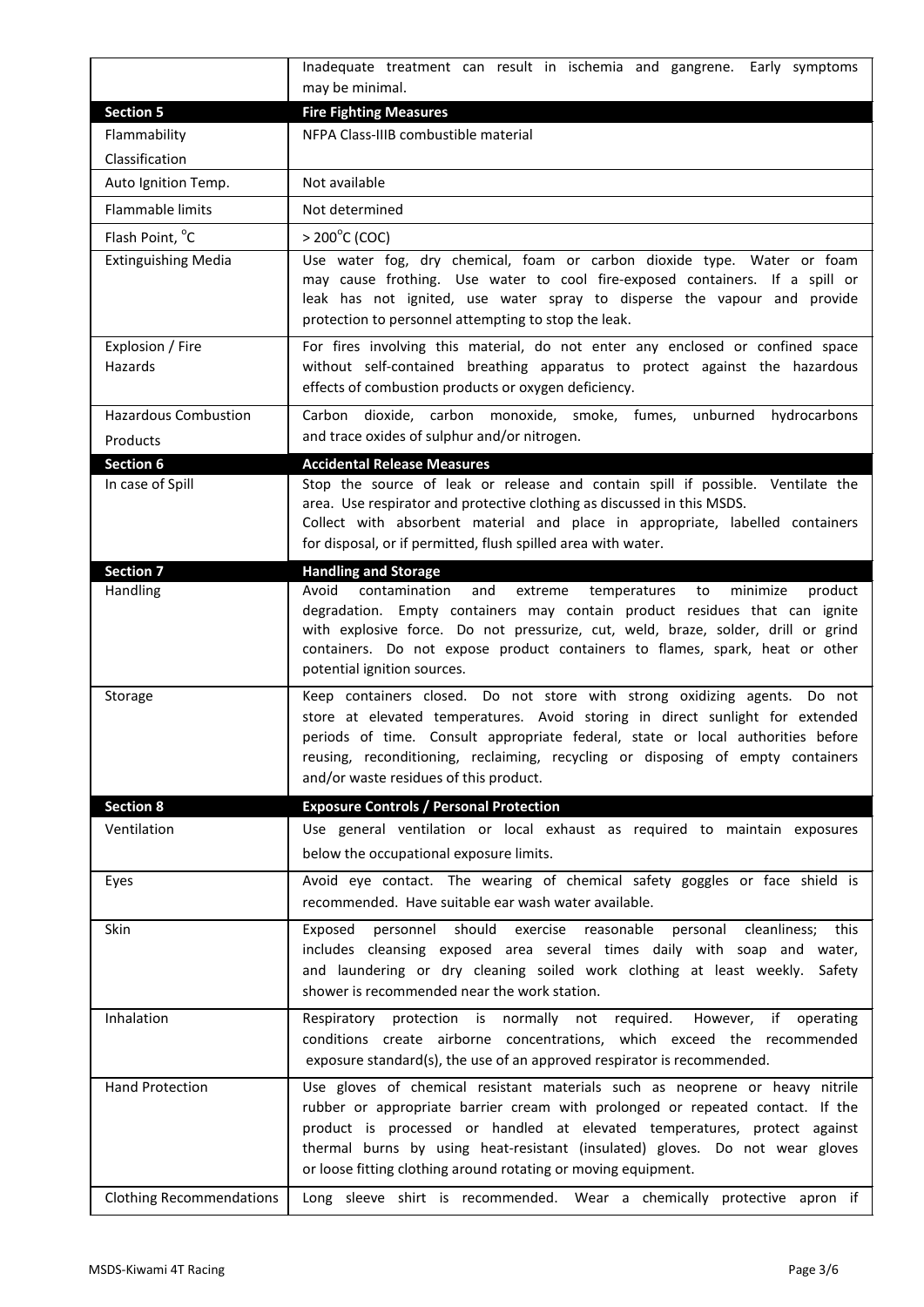| | |
|---|---|
| | Inadequate treatment can result in ischemia and gangrene. Early symptoms may be minimal. |
| **Section 5** | **Fire Fighting Measures** |
| Flammability Classification | NFPA Class-IIIB combustible material |
| Auto Ignition Temp. | Not available |
| Flammable limits | Not determined |
| Flash Point, °C | > 200°C (COC) |
| Extinguishing Media | Use water fog, dry chemical, foam or carbon dioxide type. Water or foam may cause frothing. Use water to cool fire-exposed containers. If a spill or leak has not ignited, use water spray to disperse the vapour and provide protection to personnel attempting to stop the leak. |
| Explosion / Fire Hazards | For fires involving this material, do not enter any enclosed or confined space without self-contained breathing apparatus to protect against the hazardous effects of combustion products or oxygen deficiency. |
| Hazardous Combustion Products | Carbon dioxide, carbon monoxide, smoke, fumes, unburned hydrocarbons and trace oxides of sulphur and/or nitrogen. |
| **Section 6** | **Accidental Release Measures** |
| In case of Spill | Stop the source of leak or release and contain spill if possible. Ventilate the area. Use respirator and protective clothing as discussed in this MSDS. Collect with absorbent material and place in appropriate, labelled containers for disposal, or if permitted, flush spilled area with water. |
| **Section 7** | **Handling and Storage** |
| Handling | Avoid contamination and extreme temperatures to minimize product degradation. Empty containers may contain product residues that can ignite with explosive force. Do not pressurize, cut, weld, braze, solder, drill or grind containers. Do not expose product containers to flames, spark, heat or other potential ignition sources. |
| Storage | Keep containers closed. Do not store with strong oxidizing agents. Do not store at elevated temperatures. Avoid storing in direct sunlight for extended periods of time. Consult appropriate federal, state or local authorities before reusing, reconditioning, reclaiming, recycling or disposing of empty containers and/or waste residues of this product. |
| **Section 8** | **Exposure Controls / Personal Protection** |
| Ventilation | Use general ventilation or local exhaust as required to maintain exposures below the occupational exposure limits. |
| Eyes | Avoid eye contact. The wearing of chemical safety goggles or face shield is recommended. Have suitable ear wash water available. |
| Skin | Exposed personnel should exercise reasonable personal cleanliness; this includes cleansing exposed area several times daily with soap and water, and laundering or dry cleaning soiled work clothing at least weekly. Safety shower is recommended near the work station. |
| Inhalation | Respiratory protection is normally not required. However, if operating conditions create airborne concentrations, which exceed the recommended exposure standard(s), the use of an approved respirator is recommended. |
| Hand Protection | Use gloves of chemical resistant materials such as neoprene or heavy nitrile rubber or appropriate barrier cream with prolonged or repeated contact. If the product is processed or handled at elevated temperatures, protect against thermal burns by using heat-resistant (insulated) gloves. Do not wear gloves or loose fitting clothing around rotating or moving equipment. |
| Clothing Recommendations | Long sleeve shirt is recommended. Wear a chemically protective apron if |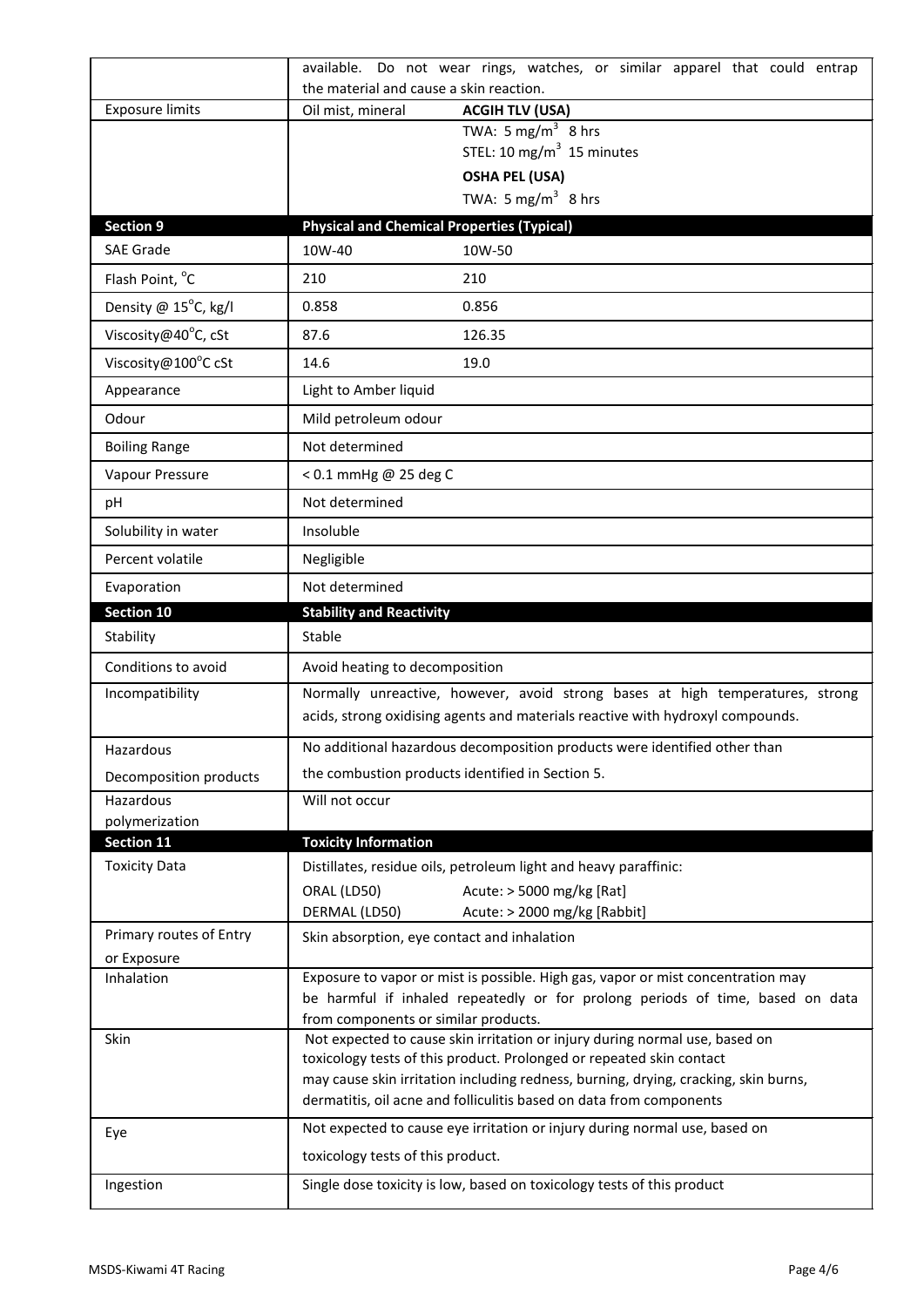| | |
|---|---|
| | available. Do not wear rings, watches, or similar apparel that could entrap the material and cause a skin reaction. |
| Exposure limits | Oil mist, mineral — **ACGIH TLV (USA)** TWA: 5 $mg/m^3$ 8 hrs; STEL: 10 $mg/m^3$ 15 minutes; **OSHA PEL (USA)** TWA: 5 $mg/m^3$ 8 hrs |

| **Section 9** | **Physical and Chemical Properties (Typical)** | |
|---|---|---|
| SAE Grade | 10W-40 | 10W-50 |
| Flash Point, $^{o}C$ | 210 | 210 |
| Density @ 15$^{o}$C, kg/l | 0.858 | 0.856 |
| Viscosity@40$^{o}$C, cSt | 87.6 | 126.35 |
| Viscosity@100$^{o}$C cSt | 14.6 | 19.0 |
| Appearance | Light to Amber liquid | |
| Odour | Mild petroleum odour | |
| Boiling Range | Not determined | |
| Vapour Pressure | < 0.1 mmHg @ 25 deg C | |
| pH | Not determined | |
| Solubility in water | Insoluble | |
| Percent volatile | Negligible | |
| Evaporation | Not determined | |

| **Section 10** | **Stability and Reactivity** |
|---|---|
| Stability | Stable |
| Conditions to avoid | Avoid heating to decomposition |
| Incompatibility | Normally unreactive, however, avoid strong bases at high temperatures, strong acids, strong oxidising agents and materials reactive with hydroxyl compounds. |
| Hazardous Decomposition products | No additional hazardous decomposition products were identified other than the combustion products identified in Section 5. |
| Hazardous polymerization | Will not occur |

| **Section 11** | **Toxicity Information** |
|---|---|
| Toxicity Data | Distillates, residue oils, petroleum light and heavy paraffinic: ORAL (LD50) Acute: > 5000 mg/kg [Rat]; DERMAL (LD50) Acute: > 2000 mg/kg [Rabbit] |
| Primary routes of Entry or Exposure | Skin absorption, eye contact and inhalation |
| Inhalation | Exposure to vapor or mist is possible. High gas, vapor or mist concentration may be harmful if inhaled repeatedly or for prolong periods of time, based on data from components or similar products. |
| Skin | Not expected to cause skin irritation or injury during normal use, based on toxicology tests of this product. Prolonged or repeated skin contact may cause skin irritation including redness, burning, drying, cracking, skin burns, dermatitis, oil acne and folliculitis based on data from components |
| Eye | Not expected to cause eye irritation or injury during normal use, based on toxicology tests of this product. |
| Ingestion | Single dose toxicity is low, based on toxicology tests of this product |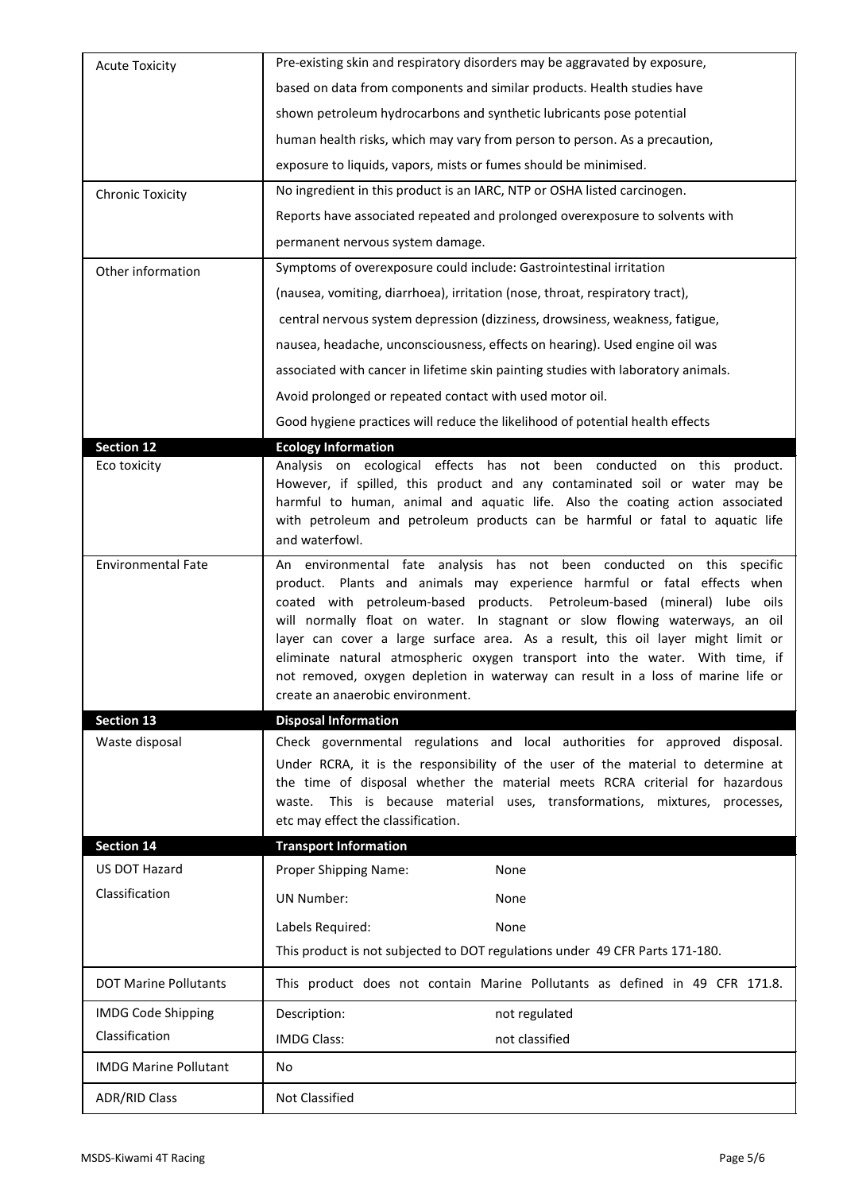| | |
|---|---|
| Acute Toxicity | Pre-existing skin and respiratory disorders may be aggravated by exposure, based on data from components and similar products. Health studies have shown petroleum hydrocarbons and synthetic lubricants pose potential human health risks, which may vary from person to person. As a precaution, exposure to liquids, vapors, mists or fumes should be minimised. |
| Chronic Toxicity | No ingredient in this product is an IARC, NTP or OSHA listed carcinogen. Reports have associated repeated and prolonged overexposure to solvents with permanent nervous system damage. |
| Other information | Symptoms of overexposure could include: Gastrointestinal irritation (nausea, vomiting, diarrhoea), irritation (nose, throat, respiratory tract), central nervous system depression (dizziness, drowsiness, weakness, fatigue, nausea, headache, unconsciousness, effects on hearing). Used engine oil was associated with cancer in lifetime skin painting studies with laboratory animals. Avoid prolonged or repeated contact with used motor oil. Good hygiene practices will reduce the likelihood of potential health effects |
| **Section 12** | **Ecology Information** |
| Eco toxicity | Analysis on ecological effects has not been conducted on this product. However, if spilled, this product and any contaminated soil or water may be harmful to human, animal and aquatic life. Also the coating action associated with petroleum and petroleum products can be harmful or fatal to aquatic life and waterfowl. |
| Environmental Fate | An environmental fate analysis has not been conducted on this specific product. Plants and animals may experience harmful or fatal effects when coated with petroleum-based products. Petroleum-based (mineral) lube oils will normally float on water. In stagnant or slow flowing waterways, an oil layer can cover a large surface area. As a result, this oil layer might limit or eliminate natural atmospheric oxygen transport into the water. With time, if not removed, oxygen depletion in waterway can result in a loss of marine life or create an anaerobic environment. |
| **Section 13** | **Disposal Information** |
| Waste disposal | Check governmental regulations and local authorities for approved disposal. Under RCRA, it is the responsibility of the user of the material to determine at the time of disposal whether the material meets RCRA criterial for hazardous waste. This is because material uses, transformations, mixtures, processes, etc may effect the classification. |
| **Section 14** | **Transport Information** |
| US DOT Hazard Classification | Proper Shipping Name: None<br>UN Number: None<br>Labels Required: None<br>This product is not subjected to DOT regulations under 49 CFR Parts 171-180. |
| DOT Marine Pollutants | This product does not contain Marine Pollutants as defined in 49 CFR 171.8. |
| IMDG Code Shipping Classification | Description: not regulated<br>IMDG Class: not classified |
| IMDG Marine Pollutant | No |
| ADR/RID Class | Not Classified |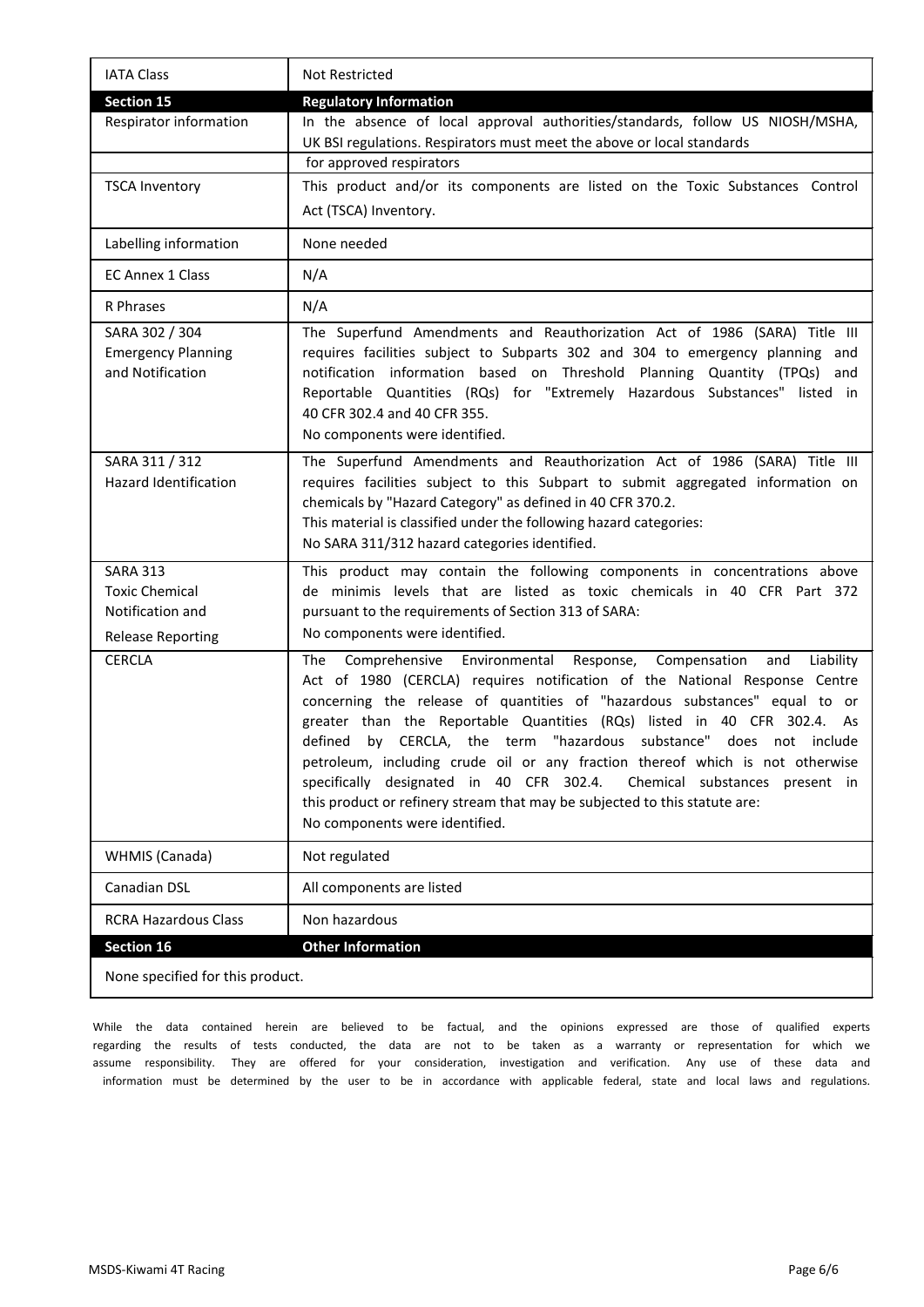| | |
|---|---|
| IATA Class | Not Restricted |
| **Section 15** | **Regulatory Information** |
| Respirator information | In the absence of local approval authorities/standards, follow US NIOSH/MSHA, UK BSI regulations. Respirators must meet the above or local standards for approved respirators |
| TSCA Inventory | This product and/or its components are listed on the Toxic Substances Control Act (TSCA) Inventory. |
| Labelling information | None needed |
| EC Annex 1 Class | N/A |
| R Phrases | N/A |
| SARA 302 / 304 Emergency Planning and Notification | The Superfund Amendments and Reauthorization Act of 1986 (SARA) Title III requires facilities subject to Subparts 302 and 304 to emergency planning and notification information based on Threshold Planning Quantity (TPQs) and Reportable Quantities (RQs) for "Extremely Hazardous Substances" listed in 40 CFR 302.4 and 40 CFR 355.<br>No components were identified. |
| SARA 311 / 312 Hazard Identification | The Superfund Amendments and Reauthorization Act of 1986 (SARA) Title III requires facilities subject to this Subpart to submit aggregated information on chemicals by "Hazard Category" as defined in 40 CFR 370.2.<br>This material is classified under the following hazard categories:<br>No SARA 311/312 hazard categories identified. |
| SARA 313 Toxic Chemical Notification and Release Reporting | This product may contain the following components in concentrations above de minimis levels that are listed as toxic chemicals in 40 CFR Part 372 pursuant to the requirements of Section 313 of SARA:<br>No components were identified. |
| CERCLA | The Comprehensive Environmental Response, Compensation and Liability Act of 1980 (CERCLA) requires notification of the National Response Centre concerning the release of quantities of "hazardous substances" equal to or greater than the Reportable Quantities (RQs) listed in 40 CFR 302.4. As defined by CERCLA, the term "hazardous substance" does not include petroleum, including crude oil or any fraction thereof which is not otherwise specifically designated in 40 CFR 302.4. Chemical substances present in this product or refinery stream that may be subjected to this statute are:<br>No components were identified. |
| WHMIS (Canada) | Not regulated |
| Canadian DSL | All components are listed |
| RCRA Hazardous Class | Non hazardous |
| **Section 16** | **Other Information** |
| None specified for this product. | |

While the data contained herein are believed to be factual, and the opinions expressed are those of qualified experts regarding the results of tests conducted, the data are not to be taken as a warranty or representation for which we assume responsibility. They are offered for your consideration, investigation and verification. Any use of these data and information must be determined by the user to be in accordance with applicable federal, state and local laws and regulations.